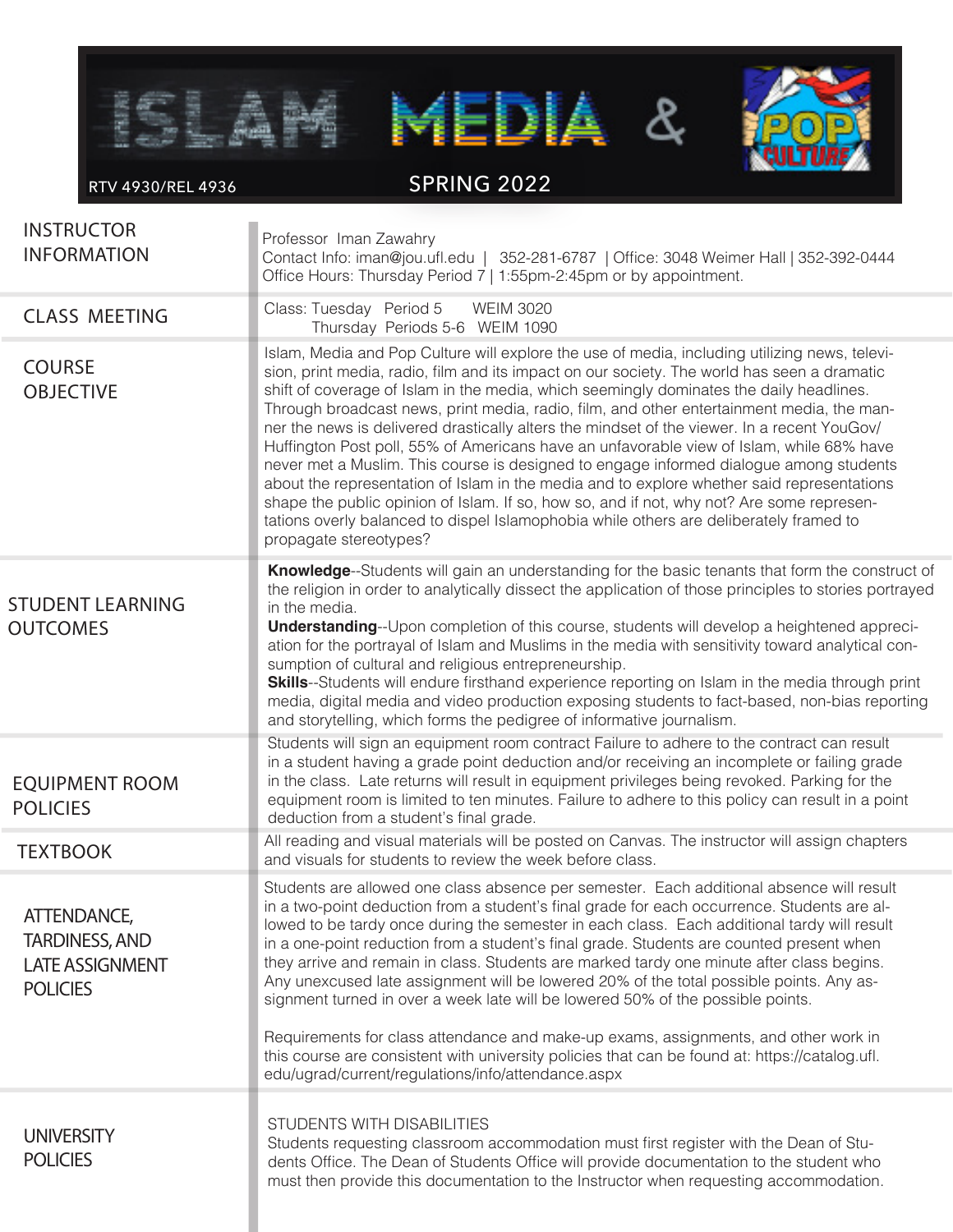# ISLAM MEDIA & POP CULTURE

RTV 4930/REL 4936

SPRING 2022

## INSTRUCTOR INFORMATION

Professor Iman Zawahry
Contact Info: iman@jou.ufl.edu | 352-281-6787 | Office: 3048 Weimer Hall | 352-392-0444
Office Hours: Thursday Period 7 | 1:55pm-2:45pm or by appointment.

## CLASS MEETING

Class: Tuesday Period 5 WEIM 3020
Thursday Periods 5-6 WEIM 1090

## COURSE OBJECTIVE

Islam, Media and Pop Culture will explore the use of media, including utilizing news, television, print media, radio, film and its impact on our society. The world has seen a dramatic shift of coverage of Islam in the media, which seemingly dominates the daily headlines. Through broadcast news, print media, radio, film, and other entertainment media, the manner the news is delivered drastically alters the mindset of the viewer. In a recent YouGov/ Huffington Post poll, 55% of Americans have an unfavorable view of Islam, while 68% have never met a Muslim. This course is designed to engage informed dialogue among students about the representation of Islam in the media and to explore whether said representations shape the public opinion of Islam. If so, how so, and if not, why not? Are some representations overly balanced to dispel Islamophobia while others are deliberately framed to propagate stereotypes?

## STUDENT LEARNING OUTCOMES

**Knowledge**--Students will gain an understanding for the basic tenants that form the construct of the religion in order to analytically dissect the application of those principles to stories portrayed in the media.

**Understanding**--Upon completion of this course, students will develop a heightened appreciation for the portrayal of Islam and Muslims in the media with sensitivity toward analytical consumption of cultural and religious entrepreneurship.

**Skills**--Students will endure firsthand experience reporting on Islam in the media through print media, digital media and video production exposing students to fact-based, non-bias reporting and storytelling, which forms the pedigree of informative journalism.

## EQUIPMENT ROOM POLICIES

Students will sign an equipment room contract Failure to adhere to the contract can result in a student having a grade point deduction and/or receiving an incomplete or failing grade in the class. Late returns will result in equipment privileges being revoked. Parking for the equipment room is limited to ten minutes. Failure to adhere to this policy can result in a point deduction from a student's final grade.

## TEXTBOOK

All reading and visual materials will be posted on Canvas. The instructor will assign chapters and visuals for students to review the week before class.

## ATTENDANCE, TARDINESS, AND LATE ASSIGNMENT POLICIES

Students are allowed one class absence per semester. Each additional absence will result in a two-point deduction from a student's final grade for each occurrence. Students are allowed to be tardy once during the semester in each class. Each additional tardy will result in a one-point reduction from a student's final grade. Students are counted present when they arrive and remain in class. Students are marked tardy one minute after class begins. Any unexcused late assignment will be lowered 20% of the total possible points. Any assignment turned in over a week late will be lowered 50% of the possible points.

Requirements for class attendance and make-up exams, assignments, and other work in this course are consistent with university policies that can be found at: https://catalog.ufl.edu/ugrad/current/regulations/info/attendance.aspx

## UNIVERSITY POLICIES

STUDENTS WITH DISABILITIES

Students requesting classroom accommodation must first register with the Dean of Students Office. The Dean of Students Office will provide documentation to the student who must then provide this documentation to the Instructor when requesting accommodation.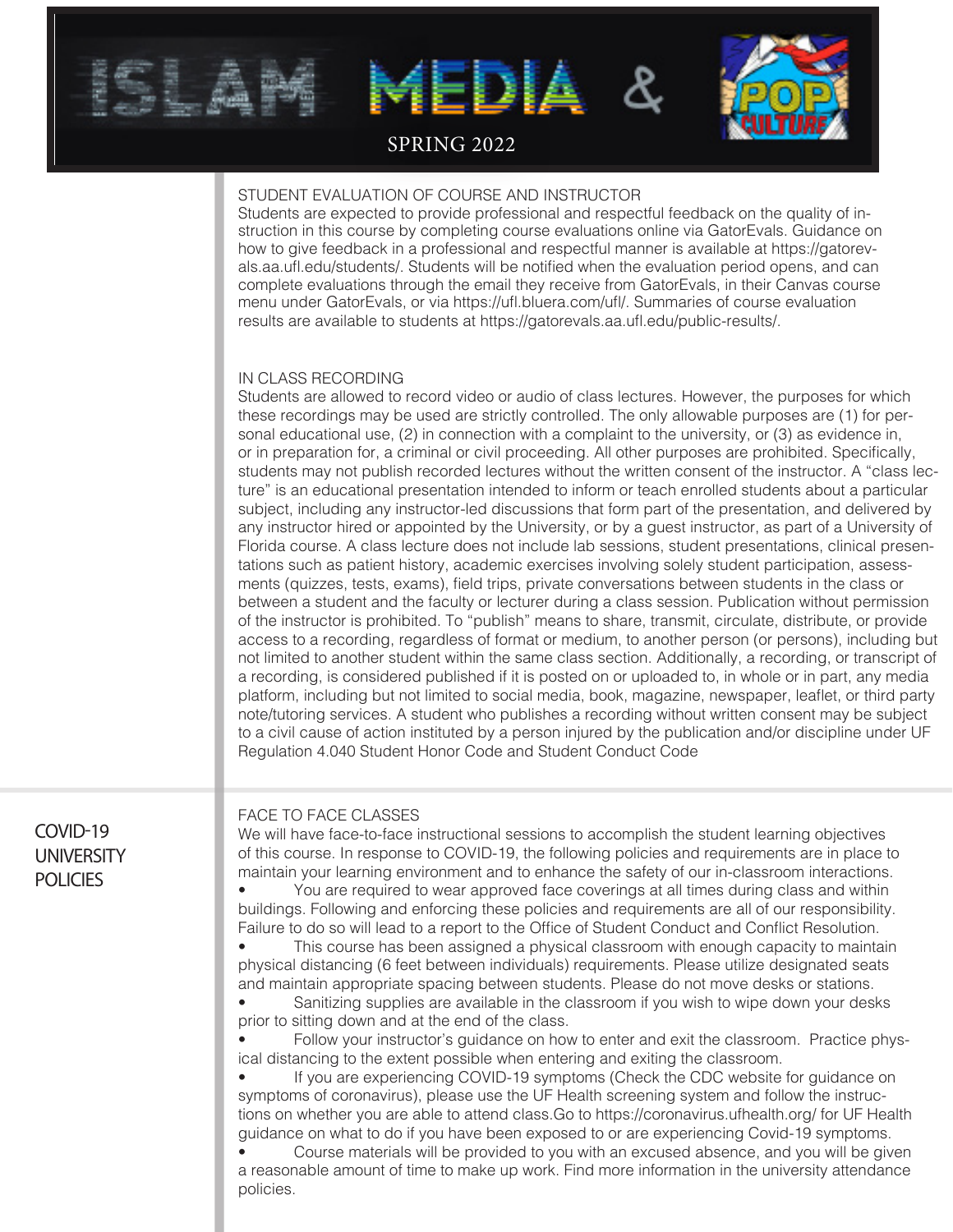### STUDENT EVALUATION OF COURSE AND INSTRUCTOR

Students are expected to provide professional and respectful feedback on the quality of instruction in this course by completing course evaluations online via GatorEvals. Guidance on how to give feedback in a professional and respectful manner is available at https://gatorevals.aa.ufl.edu/students/. Students will be notified when the evaluation period opens, and can complete evaluations through the email they receive from GatorEvals, in their Canvas course menu under GatorEvals, or via https://ufl.bluera.com/ufl/. Summaries of course evaluation results are available to students at https://gatorevals.aa.ufl.edu/public-results/.

### IN CLASS RECORDING

Students are allowed to record video or audio of class lectures. However, the purposes for which these recordings may be used are strictly controlled. The only allowable purposes are (1) for personal educational use, (2) in connection with a complaint to the university, or (3) as evidence in, or in preparation for, a criminal or civil proceeding. All other purposes are prohibited. Specifically, students may not publish recorded lectures without the written consent of the instructor. A "class lecture" is an educational presentation intended to inform or teach enrolled students about a particular subject, including any instructor-led discussions that form part of the presentation, and delivered by any instructor hired or appointed by the University, or by a guest instructor, as part of a University of Florida course. A class lecture does not include lab sessions, student presentations, clinical presentations such as patient history, academic exercises involving solely student participation, assessments (quizzes, tests, exams), field trips, private conversations between students in the class or between a student and the faculty or lecturer during a class session. Publication without permission of the instructor is prohibited. To "publish" means to share, transmit, circulate, distribute, or provide access to a recording, regardless of format or medium, to another person (or persons), including but not limited to another student within the same class section. Additionally, a recording, or transcript of a recording, is considered published if it is posted on or uploaded to, in whole or in part, any media platform, including but not limited to social media, book, magazine, newspaper, leaflet, or third party note/tutoring services. A student who publishes a recording without written consent may be subject to a civil cause of action instituted by a person injured by the publication and/or discipline under UF Regulation 4.040 Student Honor Code and Student Conduct Code

## COVID-19 UNIVERSITY POLICIES

### FACE TO FACE CLASSES

We will have face-to-face instructional sessions to accomplish the student learning objectives of this course. In response to COVID-19, the following policies and requirements are in place to maintain your learning environment and to enhance the safety of our in-classroom interactions.

- You are required to wear approved face coverings at all times during class and within buildings. Following and enforcing these policies and requirements are all of our responsibility. Failure to do so will lead to a report to the Office of Student Conduct and Conflict Resolution.
- This course has been assigned a physical classroom with enough capacity to maintain physical distancing (6 feet between individuals) requirements. Please utilize designated seats and maintain appropriate spacing between students. Please do not move desks or stations.
- Sanitizing supplies are available in the classroom if you wish to wipe down your desks prior to sitting down and at the end of the class.
- Follow your instructor's guidance on how to enter and exit the classroom. Practice physical distancing to the extent possible when entering and exiting the classroom.
- If you are experiencing COVID-19 symptoms (Check the CDC website for guidance on symptoms of coronavirus), please use the UF Health screening system and follow the instructions on whether you are able to attend class.Go to https://coronavirus.ufhealth.org/ for UF Health guidance on what to do if you have been exposed to or are experiencing Covid-19 symptoms.
- Course materials will be provided to you with an excused absence, and you will be given a reasonable amount of time to make up work. Find more information in the university attendance policies.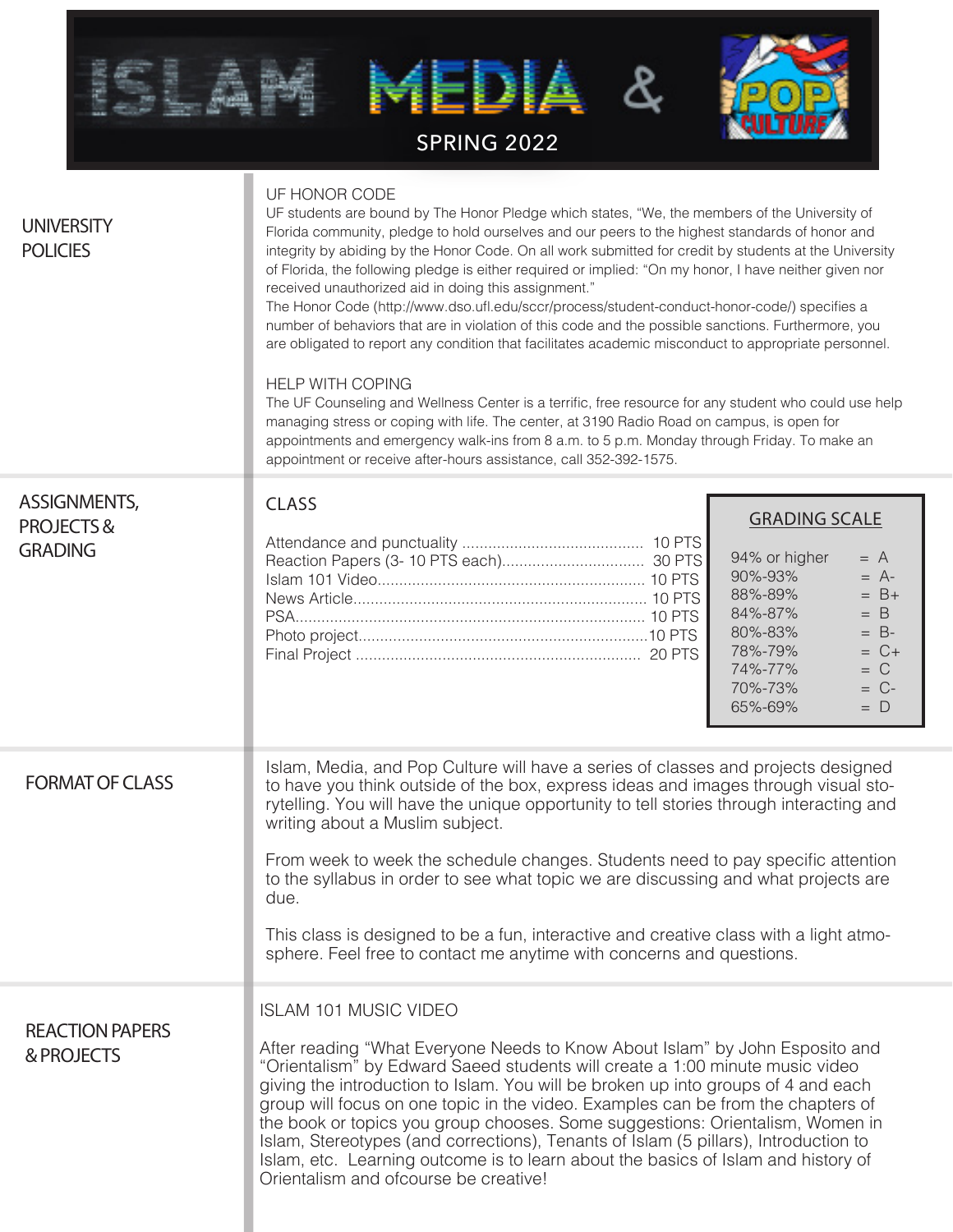# ISLAM MEDIA & POP CULTURE

SPRING 2022

## UNIVERSITY POLICIES

### UF HONOR CODE

UF students are bound by The Honor Pledge which states, "We, the members of the University of Florida community, pledge to hold ourselves and our peers to the highest standards of honor and integrity by abiding by the Honor Code. On all work submitted for credit by students at the University of Florida, the following pledge is either required or implied: "On my honor, I have neither given nor received unauthorized aid in doing this assignment."

The Honor Code (http://www.dso.ufl.edu/sccr/process/student-conduct-honor-code/) specifies a number of behaviors that are in violation of this code and the possible sanctions. Furthermore, you are obligated to report any condition that facilitates academic misconduct to appropriate personnel.

### HELP WITH COPING

The UF Counseling and Wellness Center is a terrific, free resource for any student who could use help managing stress or coping with life. The center, at 3190 Radio Road on campus, is open for appointments and emergency walk-ins from 8 a.m. to 5 p.m. Monday through Friday. To make an appointment or receive after-hours assistance, call 352-392-1575.

## ASSIGNMENTS, PROJECTS & GRADING

### CLASS

| Item | Points |
|---|---|
| Attendance and punctuality | 10 PTS |
| Reaction Papers (3- 10 PTS each) | 30 PTS |
| Islam 101 Video | 10 PTS |
| News Article | 10 PTS |
| PSA | 10 PTS |
| Photo project | 10 PTS |
| Final Project | 20 PTS |

### GRADING SCALE

| Percentage | Grade |
|---|---|
| 94% or higher | = A |
| 90%-93% | = A- |
| 88%-89% | = B+ |
| 84%-87% | = B |
| 80%-83% | = B- |
| 78%-79% | = C+ |
| 74%-77% | = C |
| 70%-73% | = C- |
| 65%-69% | = D |

## FORMAT OF CLASS

Islam, Media, and Pop Culture will have a series of classes and projects designed to have you think outside of the box, express ideas and images through visual storytelling. You will have the unique opportunity to tell stories through interacting and writing about a Muslim subject.

From week to week the schedule changes. Students need to pay specific attention to the syllabus in order to see what topic we are discussing and what projects are due.

This class is designed to be a fun, interactive and creative class with a light atmosphere. Feel free to contact me anytime with concerns and questions.

## REACTION PAPERS & PROJECTS

### ISLAM 101 MUSIC VIDEO

After reading "What Everyone Needs to Know About Islam" by John Esposito and "Orientalism" by Edward Saeed students will create a 1:00 minute music video giving the introduction to Islam. You will be broken up into groups of 4 and each group will focus on one topic in the video. Examples can be from the chapters of the book or topics you group chooses. Some suggestions: Orientalism, Women in Islam, Stereotypes (and corrections), Tenants of Islam (5 pillars), Introduction to Islam, etc. Learning outcome is to learn about the basics of Islam and history of Orientalism and ofcourse be creative!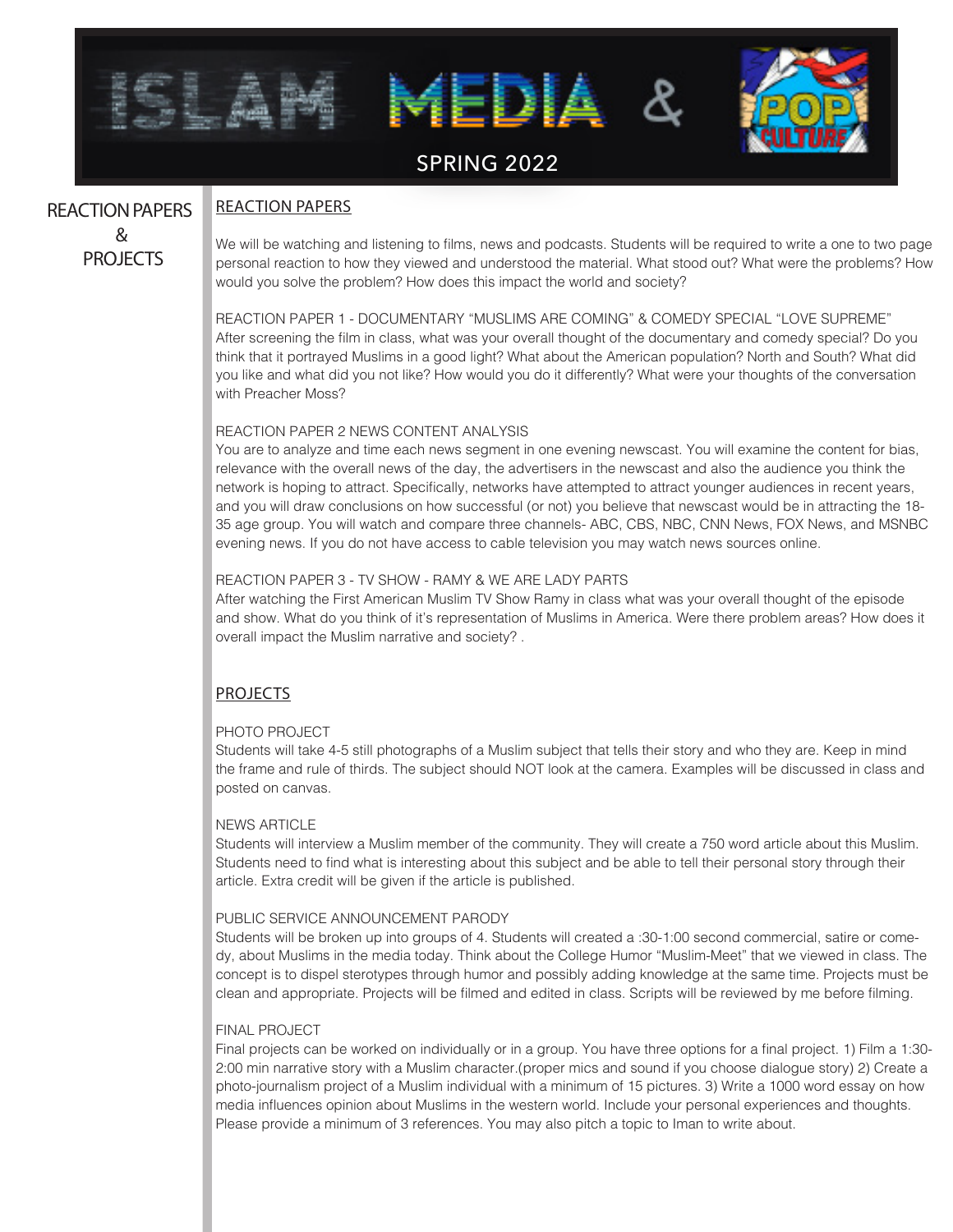# ISLAM MEDIA & POP CULTURE

SPRING 2022

## REACTION PAPERS & PROJECTS

### REACTION PAPERS

We will be watching and listening to films, news and podcasts. Students will be required to write a one to two page personal reaction to how they viewed and understood the material. What stood out? What were the problems? How would you solve the problem? How does this impact the world and society?

REACTION PAPER 1 - DOCUMENTARY "MUSLIMS ARE COMING" & COMEDY SPECIAL "LOVE SUPREME"
After screening the film in class, what was your overall thought of the documentary and comedy special? Do you think that it portrayed Muslims in a good light? What about the American population? North and South? What did you like and what did you not like? How would you do it differently? What were your thoughts of the conversation with Preacher Moss?

REACTION PAPER 2 NEWS CONTENT ANALYSIS
You are to analyze and time each news segment in one evening newscast. You will examine the content for bias, relevance with the overall news of the day, the advertisers in the newscast and also the audience you think the network is hoping to attract. Specifically, networks have attempted to attract younger audiences in recent years, and you will draw conclusions on how successful (or not) you believe that newscast would be in attracting the 18-35 age group. You will watch and compare three channels- ABC, CBS, NBC, CNN News, FOX News, and MSNBC evening news. If you do not have access to cable television you may watch news sources online.

REACTION PAPER 3 - TV SHOW - RAMY & WE ARE LADY PARTS
After watching the First American Muslim TV Show Ramy in class what was your overall thought of the episode and show. What do you think of it's representation of Muslims in America. Were there problem areas? How does it overall impact the Muslim narrative and society? .

### PROJECTS

PHOTO PROJECT
Students will take 4-5 still photographs of a Muslim subject that tells their story and who they are. Keep in mind the frame and rule of thirds. The subject should NOT look at the camera. Examples will be discussed in class and posted on canvas.

NEWS ARTICLE
Students will interview a Muslim member of the community. They will create a 750 word article about this Muslim. Students need to find what is interesting about this subject and be able to tell their personal story through their article. Extra credit will be given if the article is published.

PUBLIC SERVICE ANNOUNCEMENT PARODY
Students will be broken up into groups of 4. Students will created a :30-1:00 second commercial, satire or comedy, about Muslims in the media today. Think about the College Humor "Muslim-Meet" that we viewed in class. The concept is to dispel sterotypes through humor and possibly adding knowledge at the same time. Projects must be clean and appropriate. Projects will be filmed and edited in class. Scripts will be reviewed by me before filming.

FINAL PROJECT
Final projects can be worked on individually or in a group. You have three options for a final project. 1) Film a 1:30-2:00 min narrative story with a Muslim character.(proper mics and sound if you choose dialogue story) 2) Create a photo-journalism project of a Muslim individual with a minimum of 15 pictures. 3) Write a 1000 word essay on how media influences opinion about Muslims in the western world. Include your personal experiences and thoughts. Please provide a minimum of 3 references. You may also pitch a topic to Iman to write about.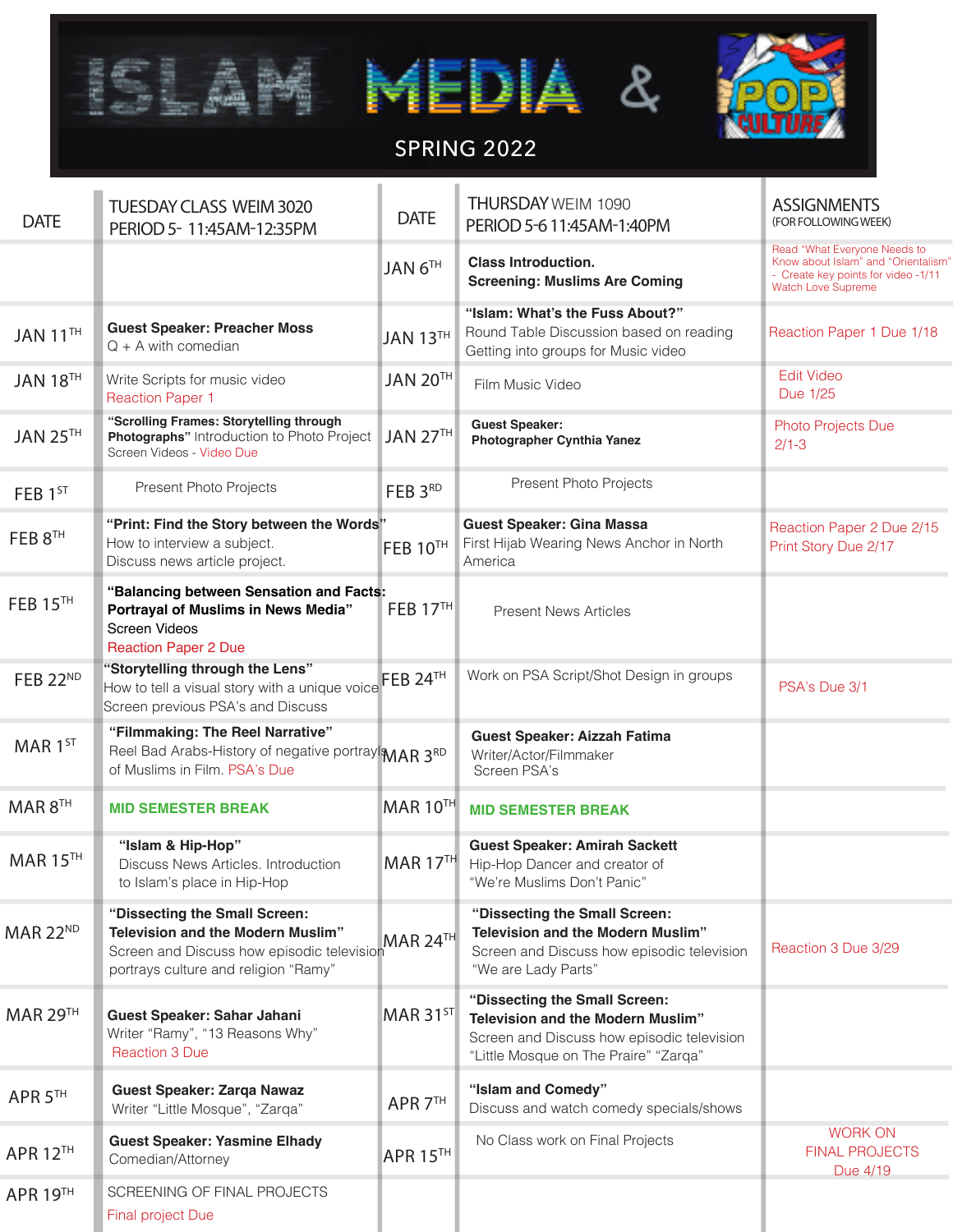# ISLAM MEDIA & POP CULTURE

SPRING 2022

| DATE | TUESDAY CLASS WEIM 3020 PERIOD 5- 11:45AM-12:35PM | DATE | THURSDAY WEIM 1090 PERIOD 5-6 11:45AM-1:40PM | ASSIGNMENTS (FOR FOLLOWING WEEK) |
|---|---|---|---|---|
| | | JAN 6TH | **Class Introduction.** **Screening: Muslims Are Coming** | Read "What Everyone Needs to Know about Islam" and "Orientalism" - Create key points for video -1/11 Watch Love Supreme |
| JAN 11TH | **Guest Speaker: Preacher Moss** Q + A with comedian | JAN 13TH | **"Islam: What's the Fuss About?"** Round Table Discussion based on reading Getting into groups for Music video | Reaction Paper 1 Due 1/18 |
| JAN 18TH | Write Scripts for music video Reaction Paper 1 | JAN 20TH | Film Music Video | Edit Video Due 1/25 |
| JAN 25TH | **"Scrolling Frames: Storytelling through Photographs"** Introduction to Photo Project Screen Videos - Video Due | JAN 27TH | **Guest Speaker: Photographer Cynthia Yanez** | Photo Projects Due 2/1-3 |
| FEB 1ST | Present Photo Projects | FEB 3RD | Present Photo Projects | |
| FEB 8TH | **"Print: Find the Story between the Words"** How to interview a subject. Discuss news article project. | FEB 10TH | **Guest Speaker: Gina Massa** First Hijab Wearing News Anchor in North America | Reaction Paper 2 Due 2/15 Print Story Due 2/17 |
| FEB 15TH | **"Balancing between Sensation and Facts: Portrayal of Muslims in News Media"** Screen Videos Reaction Paper 2 Due | FEB 17TH | Present News Articles | |
| FEB 22ND | **"Storytelling through the Lens"** How to tell a visual story with a unique voice Screen previous PSA's and Discuss | FEB 24TH | Work on PSA Script/Shot Design in groups | PSA's Due 3/1 |
| MAR 1ST | **"Filmmaking: The Reel Narrative"** Reel Bad Arabs-History of negative portrayls of Muslims in Film. PSA's Due | MAR 3RD | **Guest Speaker: Aizzah Fatima** Writer/Actor/Filmmaker Screen PSA's | |
| MAR 8TH | **MID SEMESTER BREAK** | MAR 10TH | **MID SEMESTER BREAK** | |
| MAR 15TH | **"Islam & Hip-Hop"** Discuss News Articles. Introduction to Islam's place in Hip-Hop | MAR 17TH | **Guest Speaker: Amirah Sackett** Hip-Hop Dancer and creator of "We're Muslims Don't Panic" | |
| MAR 22ND | **"Dissecting the Small Screen: Television and the Modern Muslim"** Screen and Discuss how episodic television portrays culture and religion "Ramy" | MAR 24TH | **"Dissecting the Small Screen: Television and the Modern Muslim"** Screen and Discuss how episodic television "We are Lady Parts" | Reaction 3 Due 3/29 |
| MAR 29TH | **Guest Speaker: Sahar Jahani** Writer "Ramy", "13 Reasons Why" Reaction 3 Due | MAR 31ST | **"Dissecting the Small Screen: Television and the Modern Muslim"** Screen and Discuss how episodic television "Little Mosque on The Praire" "Zarqa" | |
| APR 5TH | **Guest Speaker: Zarqa Nawaz** Writer "Little Mosque", "Zarqa" | APR 7TH | **"Islam and Comedy"** Discuss and watch comedy specials/shows | |
| APR 12TH | **Guest Speaker: Yasmine Elhady** Comedian/Attorney | APR 15TH | No Class work on Final Projects | WORK ON FINAL PROJECTS Due 4/19 |
| APR 19TH | SCREENING OF FINAL PROJECTS Final project Due | | | |